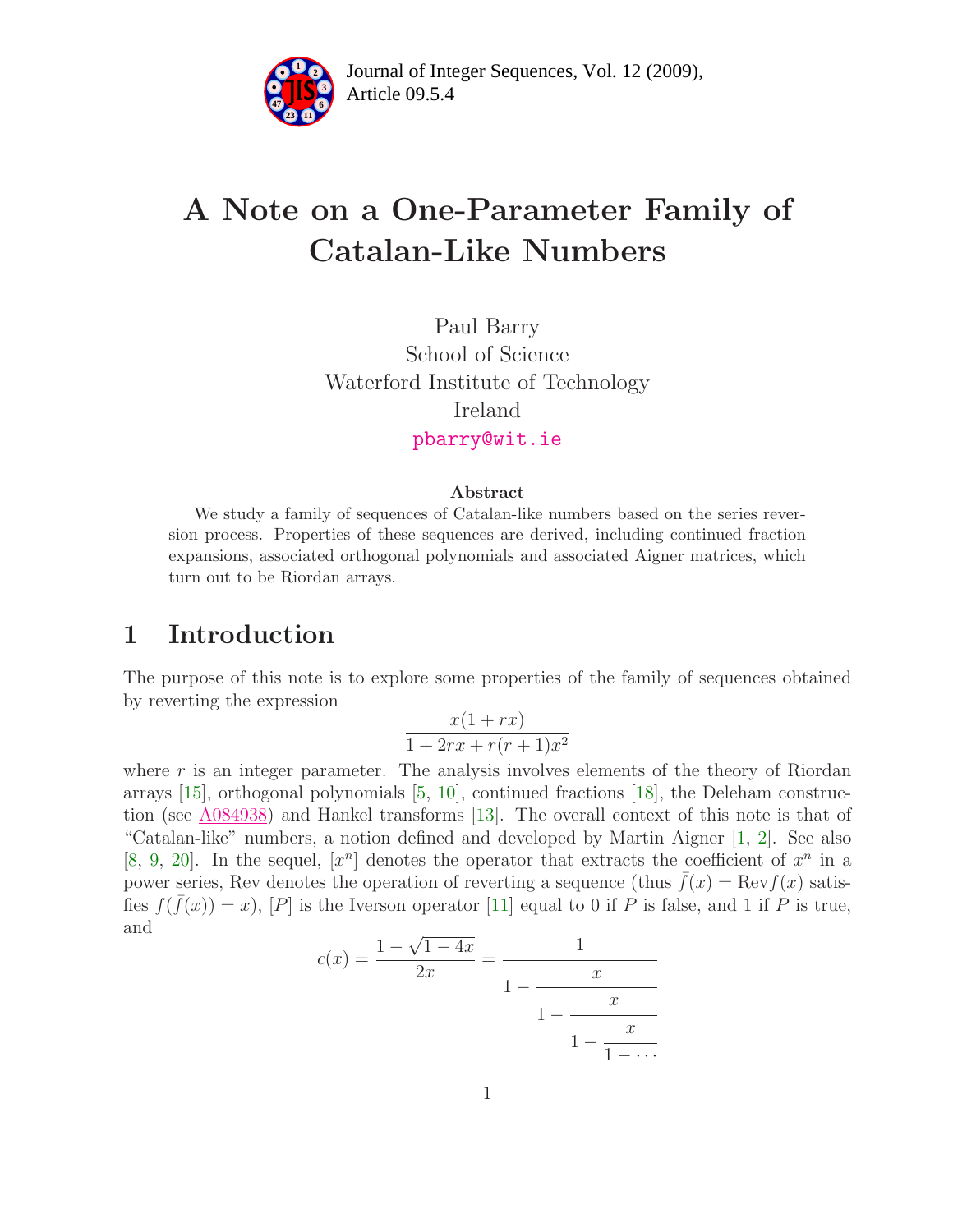# A Note on a One-Parameter Family of Catalan-Like Numbers

Paul Barry
School of Science
Waterford Institute of Technology
Ireland
pbarry@wit.ie

### Abstract

We study a family of sequences of Catalan-like numbers based on the series reversion process. Properties of these sequences are derived, including continued fraction expansions, associated orthogonal polynomials and associated Aigner matrices, which turn out to be Riordan arrays.

## 1 Introduction

The purpose of this note is to explore some properties of the family of sequences obtained by reverting the expression

$$\frac{x(1+rx)}{1+2rx+r(r+1)x^2}$$

where $r$ is an integer parameter. The analysis involves elements of the theory of Riordan arrays [15], orthogonal polynomials [5, 10], continued fractions [18], the Deleham construction (see A084938) and Hankel transforms [13]. The overall context of this note is that of "Catalan-like" numbers, a notion defined and developed by Martin Aigner [1, 2]. See also [8, 9, 20]. In the sequel, $[x^n]$ denotes the operator that extracts the coefficient of $x^n$ in a power series, Rev denotes the operation of reverting a sequence (thus $\bar{f}(x) = \text{Rev} f(x)$ satisfies $f(\bar{f}(x)) = x$), $[P]$ is the Iverson operator [11] equal to 0 if $P$ is false, and 1 if $P$ is true, and

$$c(x) = \frac{1-\sqrt{1-4x}}{2x} = \cfrac{1}{1-\cfrac{x}{1-\cfrac{x}{1-\cfrac{x}{1-\cdots}}}}$$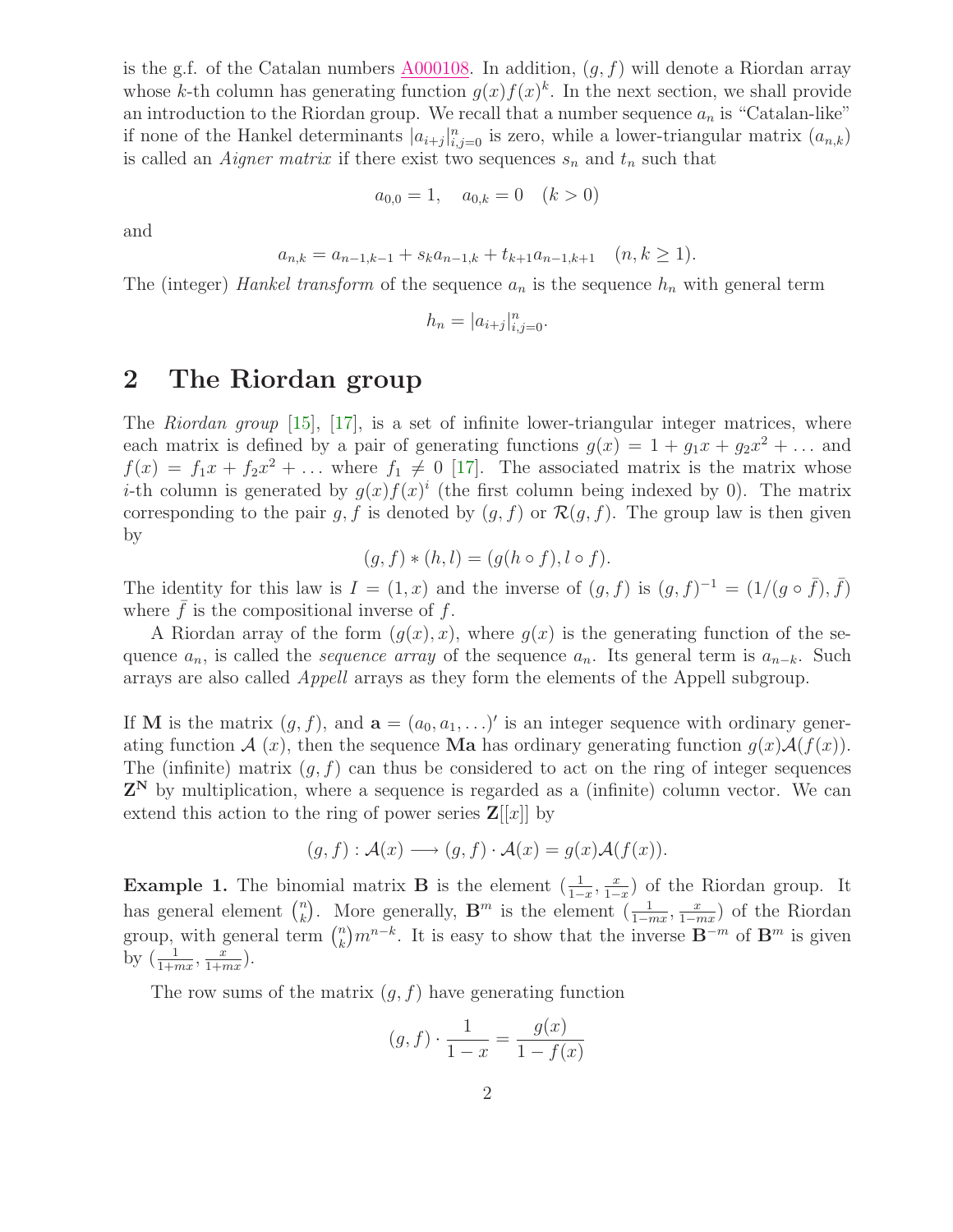is the g.f. of the Catalan numbers A000108. In addition, $(g, f)$ will denote a Riordan array whose $k$-th column has generating function $g(x)f(x)^k$. In the next section, we shall provide an introduction to the Riordan group. We recall that a number sequence $a_n$ is "Catalan-like" if none of the Hankel determinants $|a_{i+j}|_{i,j=0}^n$ is zero, while a lower-triangular matrix $(a_{n,k})$ is called an *Aigner matrix* if there exist two sequences $s_n$ and $t_n$ such that

$$a_{0,0} = 1, \quad a_{0,k} = 0 \quad (k > 0)$$

and

$$a_{n,k} = a_{n-1,k-1} + s_k a_{n-1,k} + t_{k+1} a_{n-1,k+1} \quad (n, k \geq 1).$$

The (integer) *Hankel transform* of the sequence $a_n$ is the sequence $h_n$ with general term

$$h_n = |a_{i+j}|_{i,j=0}^n.$$

## 2 The Riordan group

The *Riordan group* [15], [17], is a set of infinite lower-triangular integer matrices, where each matrix is defined by a pair of generating functions $g(x) = 1 + g_1 x + g_2 x^2 + \dots$ and $f(x) = f_1 x + f_2 x^2 + \dots$ where $f_1 \neq 0$ [17]. The associated matrix is the matrix whose $i$-th column is generated by $g(x)f(x)^i$ (the first column being indexed by 0). The matrix corresponding to the pair $g, f$ is denoted by $(g, f)$ or $\mathcal{R}(g, f)$. The group law is then given by

$$(g, f) * (h, l) = (g(h \circ f), l \circ f).$$

The identity for this law is $I = (1, x)$ and the inverse of $(g, f)$ is $(g, f)^{-1} = (1/(g \circ \bar{f}), \bar{f})$ where $\bar{f}$ is the compositional inverse of $f$.

A Riordan array of the form $(g(x), x)$, where $g(x)$ is the generating function of the sequence $a_n$, is called the *sequence array* of the sequence $a_n$. Its general term is $a_{n-k}$. Such arrays are also called *Appell* arrays as they form the elements of the Appell subgroup.

If $\mathbf{M}$ is the matrix $(g, f)$, and $\mathbf{a} = (a_0, a_1, \dots)'$ is an integer sequence with ordinary generating function $\mathcal{A}(x)$, then the sequence $\mathbf{Ma}$ has ordinary generating function $g(x)\mathcal{A}(f(x))$. The (infinite) matrix $(g, f)$ can thus be considered to act on the ring of integer sequences $\mathbf{Z}^{\mathbf{N}}$ by multiplication, where a sequence is regarded as a (infinite) column vector. We can extend this action to the ring of power series $\mathbf{Z}[[x]]$ by

$$(g, f) : \mathcal{A}(x) \longrightarrow (g, f) \cdot \mathcal{A}(x) = g(x)\mathcal{A}(f(x)).$$

**Example 1.** The binomial matrix $\mathbf{B}$ is the element $(\frac{1}{1-x}, \frac{x}{1-x})$ of the Riordan group. It has general element $\binom{n}{k}$. More generally, $\mathbf{B}^m$ is the element $(\frac{1}{1-mx}, \frac{x}{1-mx})$ of the Riordan group, with general term $\binom{n}{k} m^{n-k}$. It is easy to show that the inverse $\mathbf{B}^{-m}$ of $\mathbf{B}^m$ is given by $(\frac{1}{1+mx}, \frac{x}{1+mx})$.

The row sums of the matrix $(g, f)$ have generating function

$$(g, f) \cdot \frac{1}{1-x} = \frac{g(x)}{1 - f(x)}$$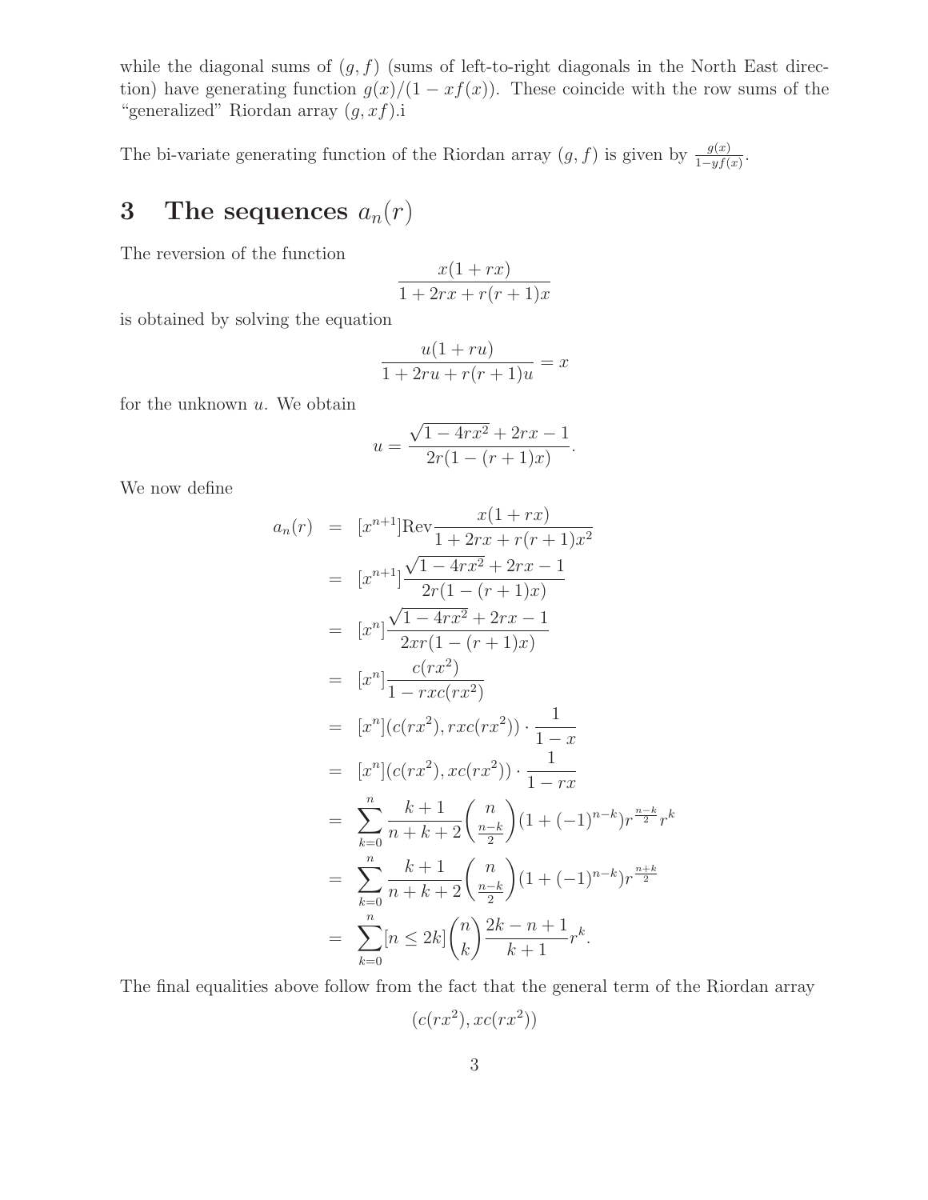while the diagonal sums of $(g, f)$ (sums of left-to-right diagonals in the North East direction) have generating function $g(x)/(1 - xf(x))$. These coincide with the row sums of the "generalized" Riordan array $(g, xf)$.i

The bi-variate generating function of the Riordan array $(g, f)$ is given by $\frac{g(x)}{1-yf(x)}$.

# 3 The sequences $a_n(r)$

The reversion of the function

$$\frac{x(1+rx)}{1+2rx+r(r+1)x}$$

is obtained by solving the equation

$$\frac{u(1+ru)}{1+2ru+r(r+1)u} = x$$

for the unknown $u$. We obtain

$$u = \frac{\sqrt{1-4rx^2}+2rx-1}{2r(1-(r+1)x)}.$$

We now define

$$\begin{aligned}
a_n(r) &= [x^{n+1}]\text{Rev}\frac{x(1+rx)}{1+2rx+r(r+1)x^2} \\
&= [x^{n+1}]\frac{\sqrt{1-4rx^2}+2rx-1}{2r(1-(r+1)x)} \\
&= [x^n]\frac{\sqrt{1-4rx^2}+2rx-1}{2xr(1-(r+1)x)} \\
&= [x^n]\frac{c(rx^2)}{1-rxc(rx^2)} \\
&= [x^n](c(rx^2), rxc(rx^2)) \cdot \frac{1}{1-x} \\
&= [x^n](c(rx^2), xc(rx^2)) \cdot \frac{1}{1-rx} \\
&= \sum_{k=0}^{n} \frac{k+1}{n+k+2}\binom{n}{\frac{n-k}{2}}(1+(-1)^{n-k})r^{\frac{n-k}{2}}r^k \\
&= \sum_{k=0}^{n} \frac{k+1}{n+k+2}\binom{n}{\frac{n-k}{2}}(1+(-1)^{n-k})r^{\frac{n+k}{2}} \\
&= \sum_{k=0}^{n} [n \le 2k]\binom{n}{k}\frac{2k-n+1}{k+1}r^k.
\end{aligned}$$

The final equalities above follow from the fact that the general term of the Riordan array

$$(c(rx^2), xc(rx^2))$$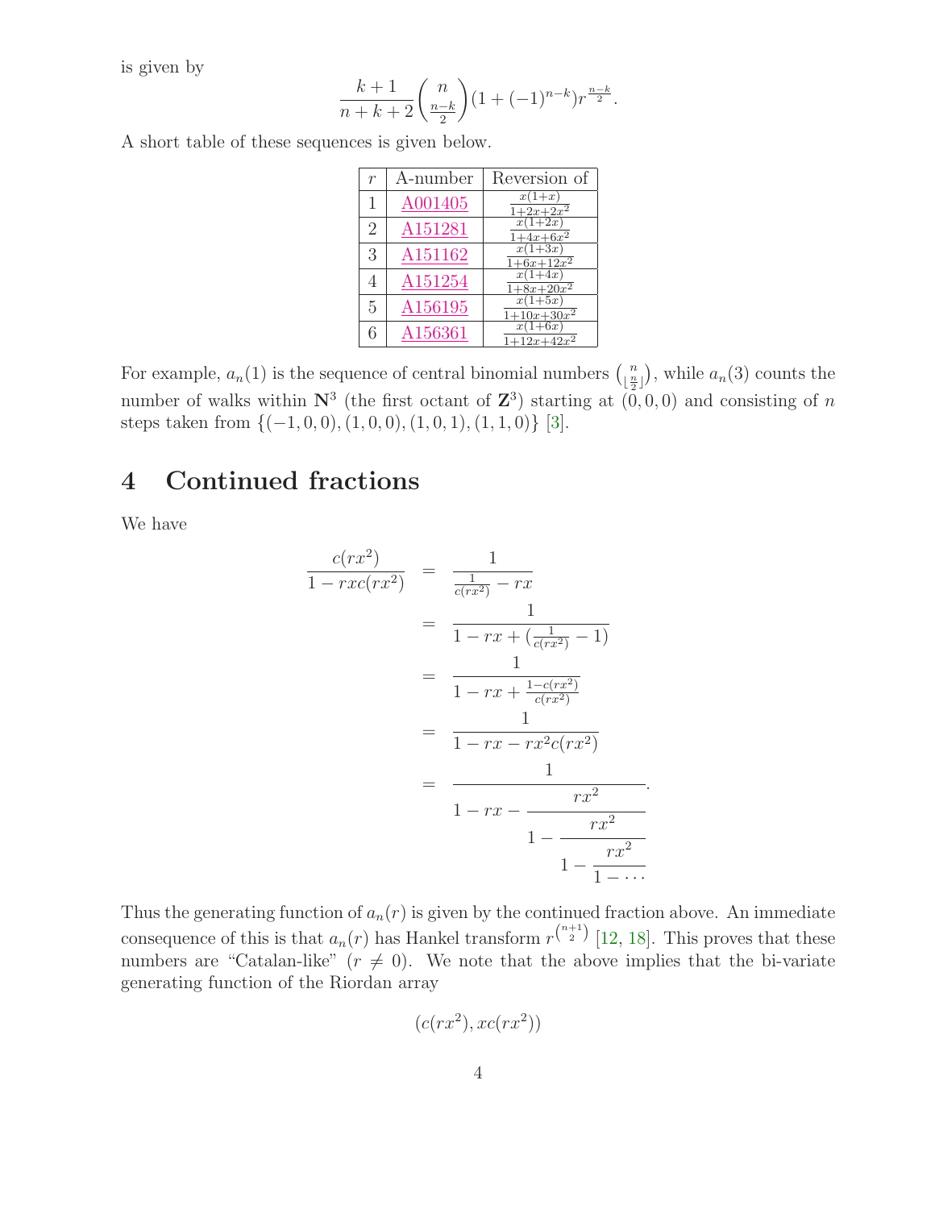is given by

$$\frac{k+1}{n+k+2}\binom{n}{\frac{n-k}{2}}(1+(-1)^{n-k})r^{\frac{n-k}{2}}.$$

A short table of these sequences is given below.

| $r$ | A-number | Reversion of |
|---|---|---|
| 1 | A001405 | $\frac{x(1+x)}{1+2x+2x^2}$ |
| 2 | A151281 | $\frac{x(1+2x)}{1+4x+6x^2}$ |
| 3 | A151162 | $\frac{x(1+3x)}{1+6x+12x^2}$ |
| 4 | A151254 | $\frac{x(1+4x)}{1+8x+20x^2}$ |
| 5 | A156195 | $\frac{x(1+5x)}{1+10x+30x^2}$ |
| 6 | A156361 | $\frac{x(1+6x)}{1+12x+42x^2}$ |

For example, $a_n(1)$ is the sequence of central binomial numbers $\binom{n}{\lfloor \frac{n}{2} \rfloor}$, while $a_n(3)$ counts the number of walks within $\mathbf{N}^3$ (the first octant of $\mathbf{Z}^3$) starting at $(0,0,0)$ and consisting of $n$ steps taken from $\{(-1,0,0),(1,0,0),(1,0,1),(1,1,0)\}$ [3].

## 4 Continued fractions

We have

$$\begin{aligned}
\frac{c(rx^2)}{1-rxc(rx^2)} &= \frac{1}{\frac{1}{c(rx^2)}-rx} \\
&= \frac{1}{1-rx+(\frac{1}{c(rx^2)}-1)} \\
&= \frac{1}{1-rx+\frac{1-c(rx^2)}{c(rx^2)}} \\
&= \frac{1}{1-rx-rx^2c(rx^2)} \\
&= \cfrac{1}{1-rx-\cfrac{rx^2}{1-\cfrac{rx^2}{1-\cfrac{rx^2}{1-\cdots}}}}.
\end{aligned}$$

Thus the generating function of $a_n(r)$ is given by the continued fraction above. An immediate consequence of this is that $a_n(r)$ has Hankel transform $r^{\binom{n+1}{2}}$ [12, 18]. This proves that these numbers are "Catalan-like" ($r \neq 0$). We note that the above implies that the bi-variate generating function of the Riordan array

$$(c(rx^2), xc(rx^2))$$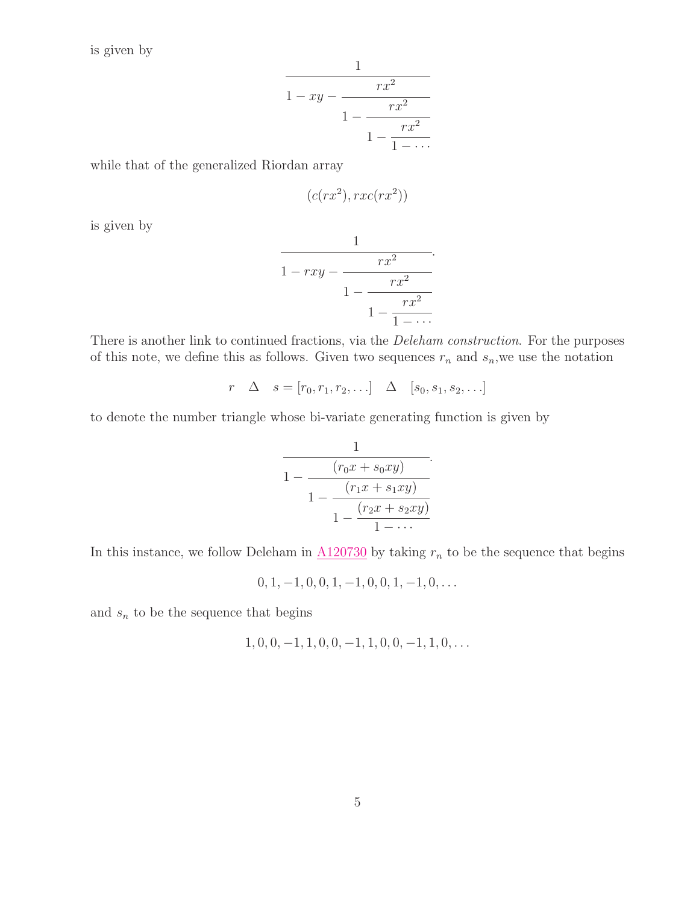is given by

$$\cfrac{1}{1-xy-\cfrac{rx^2}{1-\cfrac{rx^2}{1-\cfrac{rx^2}{1-\cdots}}}}$$

while that of the generalized Riordan array

$$(c(rx^2), rxc(rx^2))$$

is given by

$$\cfrac{1}{1-rxy-\cfrac{rx^2}{1-\cfrac{rx^2}{1-\cfrac{rx^2}{1-\cdots}}}}.$$

There is another link to continued fractions, via the *Deleham construction*. For the purposes of this note, we define this as follows. Given two sequences $r_n$ and $s_n$,we use the notation

$$r \quad \Delta \quad s = [r_0, r_1, r_2, \ldots] \quad \Delta \quad [s_0, s_1, s_2, \ldots]$$

to denote the number triangle whose bi-variate generating function is given by

$$\cfrac{1}{1-\cfrac{(r_0x+s_0xy)}{1-\cfrac{(r_1x+s_1xy)}{1-\cfrac{(r_2x+s_2xy)}{1-\cdots}}}}.$$

In this instance, we follow Deleham in A120730 by taking $r_n$ to be the sequence that begins

$$0, 1, -1, 0, 0, 1, -1, 0, 0, 1, -1, 0, \ldots$$

and $s_n$ to be the sequence that begins

$$1, 0, 0, -1, 1, 0, 0, -1, 1, 0, 0, -1, 1, 0, \ldots$$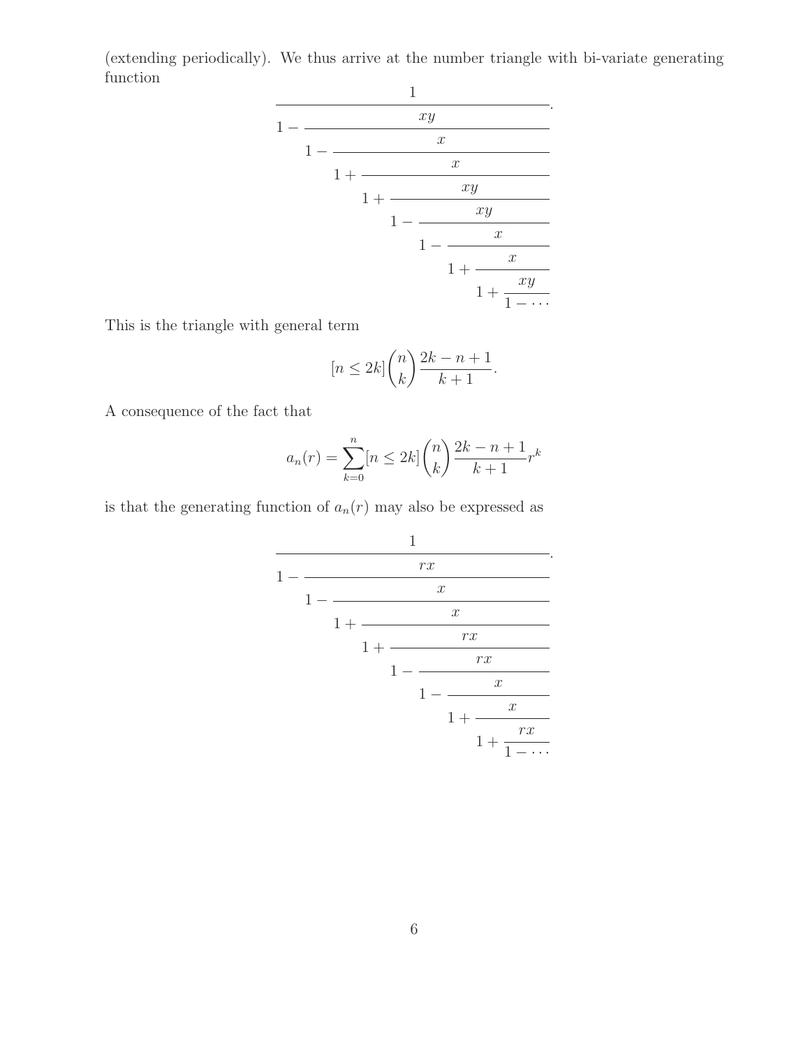(extending periodically). We thus arrive at the number triangle with bi-variate generating function

$$\cfrac{1}{1-\cfrac{xy}{1-\cfrac{x}{1+\cfrac{x}{1+\cfrac{xy}{1-\cfrac{xy}{1-\cfrac{x}{1+\cfrac{x}{1+\cfrac{xy}{1-\cdots}}}}}}}}}.$$

This is the triangle with general term

$$[n \le 2k]\binom{n}{k}\frac{2k-n+1}{k+1}.$$

A consequence of the fact that

$$a_n(r) = \sum_{k=0}^{n} [n \le 2k]\binom{n}{k}\frac{2k-n+1}{k+1}r^k$$

is that the generating function of $a_n(r)$ may also be expressed as

$$\cfrac{1}{1-\cfrac{rx}{1-\cfrac{x}{1+\cfrac{x}{1+\cfrac{rx}{1-\cfrac{rx}{1-\cfrac{x}{1+\cfrac{x}{1+\cfrac{rx}{1-\cdots}}}}}}}}}.$$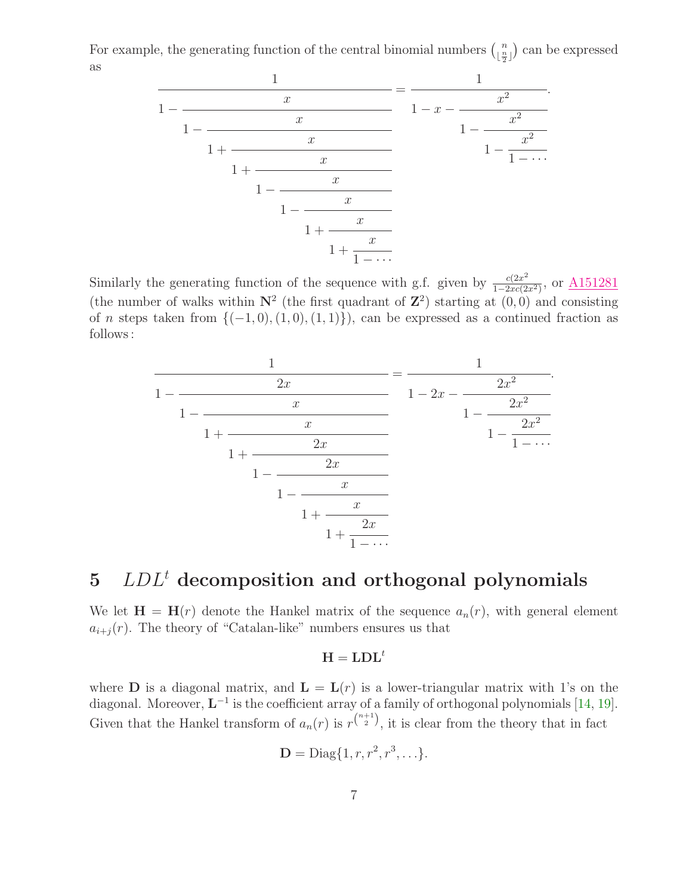For example, the generating function of the central binomial numbers $\binom{n}{\lfloor \frac{n}{2} \rfloor}$ can be expressed as

$$\cfrac{1}{1-\cfrac{x}{1-\cfrac{x}{1+\cfrac{x}{1+\cfrac{x}{1-\cfrac{x}{1-\cfrac{x}{1+\cfrac{x}{1+\cfrac{x}{1-\cdots}}}}}}}}} = \cfrac{1}{1-x-\cfrac{x^2}{1-\cfrac{x^2}{1-\cfrac{x^2}{1-\cdots}}}}.$$

Similarly the generating function of the sequence with g.f. given by $\frac{c(2x^2)}{1-2xc(2x^2)}$, or A151281 (the number of walks within $\mathbf{N}^2$ (the first quadrant of $\mathbf{Z}^2$) starting at $(0,0)$ and consisting of $n$ steps taken from $\{(-1,0),(1,0),(1,1)\}$), can be expressed as a continued fraction as follows:

$$\cfrac{1}{1-\cfrac{2x}{1-\cfrac{x}{1+\cfrac{x}{1+\cfrac{2x}{1-\cfrac{2x}{1-\cfrac{x}{1+\cfrac{x}{1+\cfrac{2x}{1-\cdots}}}}}}}}} = \cfrac{1}{1-2x-\cfrac{2x^2}{1-\cfrac{2x^2}{1-\cfrac{2x^2}{1-\cdots}}}}.$$

## 5 $LDL^t$ decomposition and orthogonal polynomials

We let $\mathbf{H} = \mathbf{H}(r)$ denote the Hankel matrix of the sequence $a_n(r)$, with general element $a_{i+j}(r)$. The theory of "Catalan-like" numbers ensures us that

$$\mathbf{H} = \mathbf{L}\mathbf{D}\mathbf{L}^t$$

where $\mathbf{D}$ is a diagonal matrix, and $\mathbf{L} = \mathbf{L}(r)$ is a lower-triangular matrix with 1's on the diagonal. Moreover, $\mathbf{L}^{-1}$ is the coefficient array of a family of orthogonal polynomials [14, 19]. Given that the Hankel transform of $a_n(r)$ is $r^{\binom{n+1}{2}}$, it is clear from the theory that in fact

$$\mathbf{D} = \text{Diag}\{1, r, r^2, r^3, \ldots\}.$$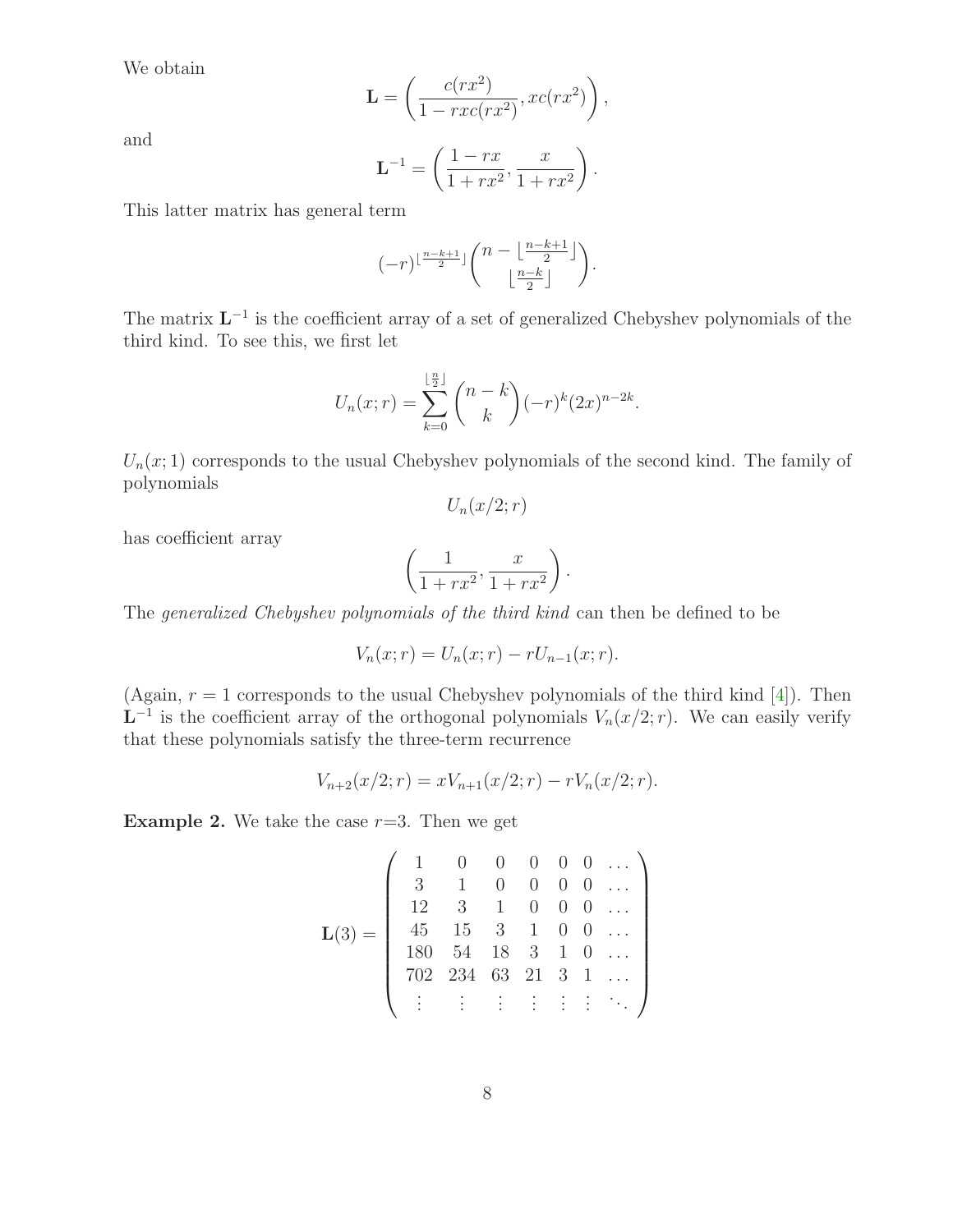We obtain

$$\mathbf{L} = \left( \frac{c(rx^2)}{1 - rxc(rx^2)}, xc(rx^2) \right),$$

and

$$\mathbf{L}^{-1} = \left( \frac{1 - rx}{1 + rx^2}, \frac{x}{1 + rx^2} \right).$$

This latter matrix has general term

$$(-r)^{\lfloor \frac{n-k+1}{2} \rfloor} \binom{n - \lfloor \frac{n-k+1}{2} \rfloor}{\lfloor \frac{n-k}{2} \rfloor}.$$

The matrix $\mathbf{L}^{-1}$ is the coefficient array of a set of generalized Chebyshev polynomials of the third kind. To see this, we first let

$$U_n(x; r) = \sum_{k=0}^{\lfloor \frac{n}{2} \rfloor} \binom{n-k}{k} (-r)^k (2x)^{n-2k}.$$

$U_n(x; 1)$ corresponds to the usual Chebyshev polynomials of the second kind. The family of polynomials

$$U_n(x/2; r)$$

has coefficient array

$$\left( \frac{1}{1 + rx^2}, \frac{x}{1 + rx^2} \right).$$

The *generalized Chebyshev polynomials of the third kind* can then be defined to be

$$V_n(x; r) = U_n(x; r) - rU_{n-1}(x; r).$$

(Again, $r = 1$ corresponds to the usual Chebyshev polynomials of the third kind [4]). Then $\mathbf{L}^{-1}$ is the coefficient array of the orthogonal polynomials $V_n(x/2; r)$. We can easily verify that these polynomials satisfy the three-term recurrence

$$V_{n+2}(x/2; r) = xV_{n+1}(x/2; r) - rV_n(x/2; r).$$

**Example 2.** We take the case $r$=3. Then we get

$$\mathbf{L}(3) = \begin{pmatrix} 1 & 0 & 0 & 0 & 0 & 0 & \dots \\ 3 & 1 & 0 & 0 & 0 & 0 & \dots \\ 12 & 3 & 1 & 0 & 0 & 0 & \dots \\ 45 & 15 & 3 & 1 & 0 & 0 & \dots \\ 180 & 54 & 18 & 3 & 1 & 0 & \dots \\ 702 & 234 & 63 & 21 & 3 & 1 & \dots \\ \vdots & \vdots & \vdots & \vdots & \vdots & \vdots & \ddots \end{pmatrix}$$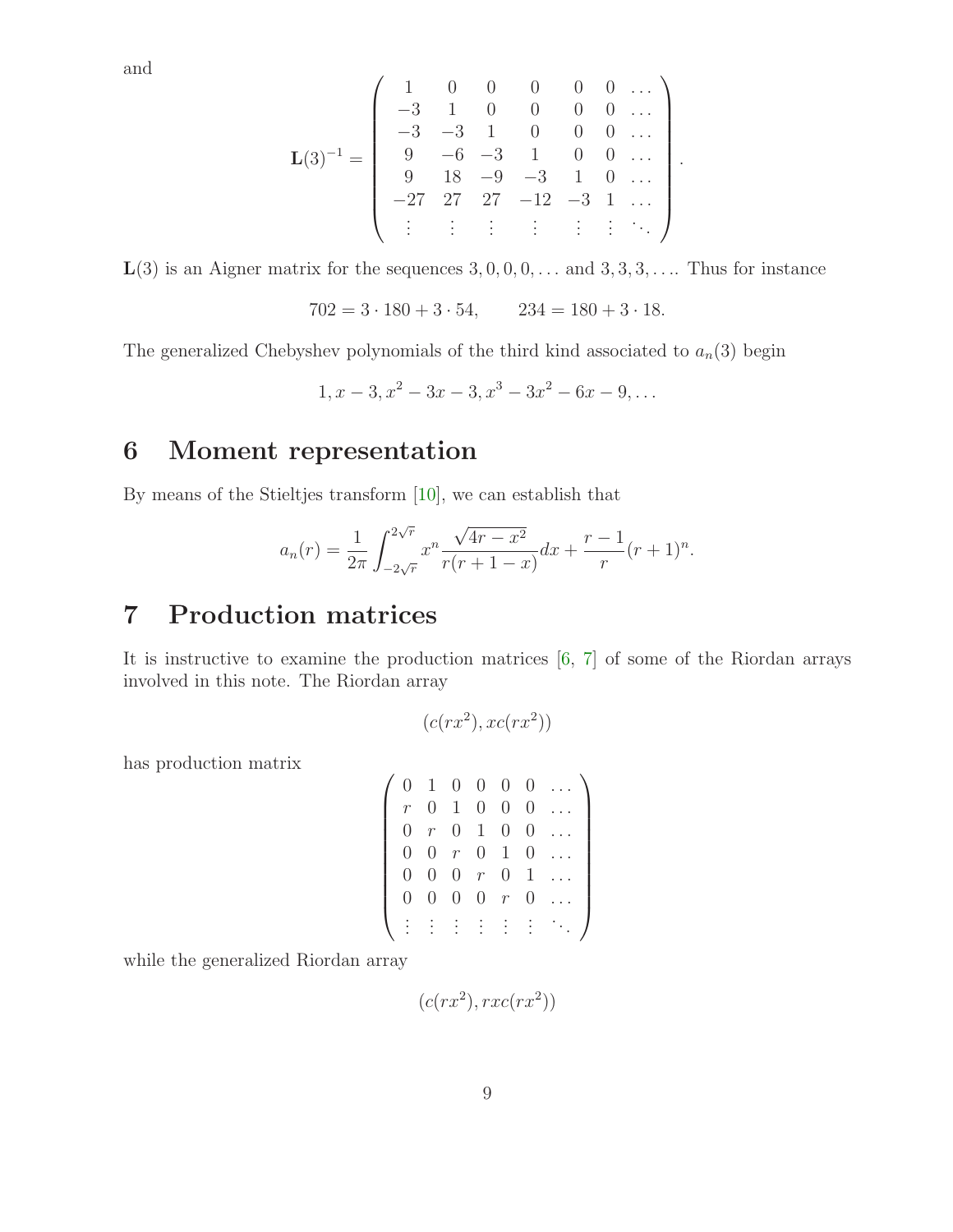and

$$\mathbf{L}(3)^{-1} = \begin{pmatrix} 1 & 0 & 0 & 0 & 0 & 0 & \dots \\ -3 & 1 & 0 & 0 & 0 & 0 & \dots \\ -3 & -3 & 1 & 0 & 0 & 0 & \dots \\ 9 & -6 & -3 & 1 & 0 & 0 & \dots \\ 9 & 18 & -9 & -3 & 1 & 0 & \dots \\ -27 & 27 & 27 & -12 & -3 & 1 & \dots \\ \vdots & \vdots & \vdots & \vdots & \vdots & \vdots & \ddots \end{pmatrix}.$$

$\mathbf{L}(3)$ is an Aigner matrix for the sequences $3, 0, 0, 0, \dots$ and $3, 3, 3, \dots$. Thus for instance

$$702 = 3 \cdot 180 + 3 \cdot 54, \qquad 234 = 180 + 3 \cdot 18.$$

The generalized Chebyshev polynomials of the third kind associated to $a_n(3)$ begin

$$1, x - 3, x^2 - 3x - 3, x^3 - 3x^2 - 6x - 9, \dots$$

## 6 Moment representation

By means of the Stieltjes transform [10], we can establish that

$$a_n(r) = \frac{1}{2\pi} \int_{-2\sqrt{r}}^{2\sqrt{r}} x^n \frac{\sqrt{4r - x^2}}{r(r + 1 - x)} dx + \frac{r-1}{r}(r+1)^n.$$

## 7 Production matrices

It is instructive to examine the production matrices [6, 7] of some of the Riordan arrays involved in this note. The Riordan array

$$(c(rx^2), xc(rx^2))$$

has production matrix

$$\begin{pmatrix} 0 & 1 & 0 & 0 & 0 & 0 & \dots \\ r & 0 & 1 & 0 & 0 & 0 & \dots \\ 0 & r & 0 & 1 & 0 & 0 & \dots \\ 0 & 0 & r & 0 & 1 & 0 & \dots \\ 0 & 0 & 0 & r & 0 & 1 & \dots \\ 0 & 0 & 0 & 0 & r & 0 & \dots \\ \vdots & \vdots & \vdots & \vdots & \vdots & \vdots & \ddots \end{pmatrix}$$

while the generalized Riordan array

$$(c(rx^2), rxc(rx^2))$$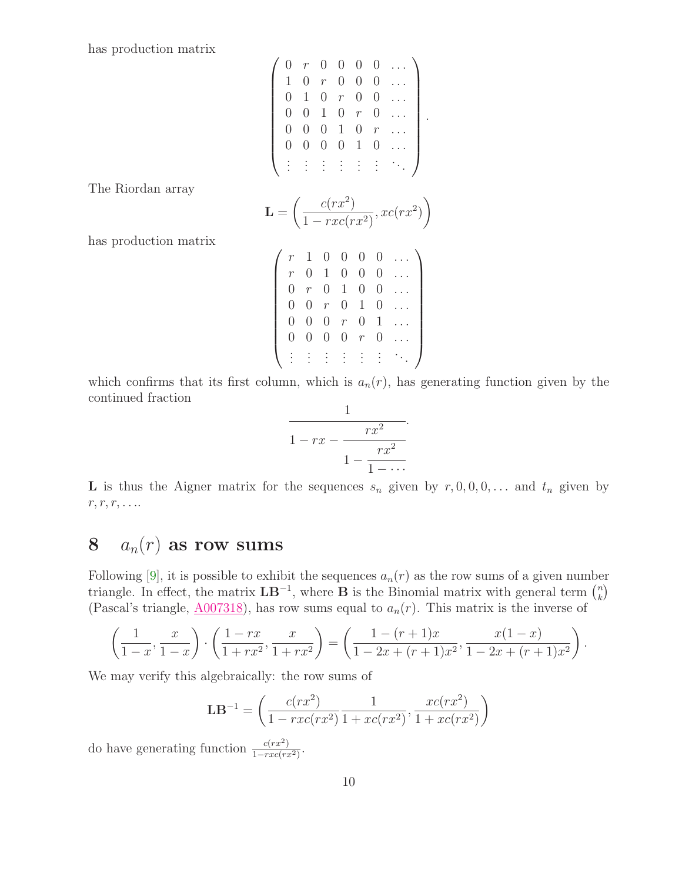has production matrix

$$\begin{pmatrix} 0 & r & 0 & 0 & 0 & 0 & \dots \\ 1 & 0 & r & 0 & 0 & 0 & \dots \\ 0 & 1 & 0 & r & 0 & 0 & \dots \\ 0 & 0 & 1 & 0 & r & 0 & \dots \\ 0 & 0 & 0 & 1 & 0 & r & \dots \\ 0 & 0 & 0 & 0 & 1 & 0 & \dots \\ \vdots & \vdots & \vdots & \vdots & \vdots & \vdots & \ddots \end{pmatrix}.$$

The Riordan array

$$\mathbf{L} = \left( \frac{c(rx^2)}{1 - rxc(rx^2)}, xc(rx^2) \right)$$

has production matrix

$$\begin{pmatrix} r & 1 & 0 & 0 & 0 & 0 & \dots \\ r & 0 & 1 & 0 & 0 & 0 & \dots \\ 0 & r & 0 & 1 & 0 & 0 & \dots \\ 0 & 0 & r & 0 & 1 & 0 & \dots \\ 0 & 0 & 0 & r & 0 & 1 & \dots \\ 0 & 0 & 0 & 0 & r & 0 & \dots \\ \vdots & \vdots & \vdots & \vdots & \vdots & \vdots & \ddots \end{pmatrix}$$

which confirms that its first column, which is $a_n(r)$, has generating function given by the continued fraction

$$\cfrac{1}{1 - rx - \cfrac{rx^2}{1 - \cfrac{rx^2}{1 - \cdots}}}.$$

$\mathbf{L}$ is thus the Aigner matrix for the sequences $s_n$ given by $r, 0, 0, 0, \dots$ and $t_n$ given by $r, r, r, \dots$.

## 8 $a_n(r)$ as row sums

Following [9], it is possible to exhibit the sequences $a_n(r)$ as the row sums of a given number triangle. In effect, the matrix $\mathbf{LB}^{-1}$, where $\mathbf{B}$ is the Binomial matrix with general term $\binom{n}{k}$ (Pascal's triangle, A007318), has row sums equal to $a_n(r)$. This matrix is the inverse of

$$\left( \frac{1}{1-x}, \frac{x}{1-x} \right) \cdot \left( \frac{1 - rx}{1 + rx^2}, \frac{x}{1 + rx^2} \right) = \left( \frac{1 - (r+1)x}{1 - 2x + (r+1)x^2}, \frac{x(1-x)}{1 - 2x + (r+1)x^2} \right).$$

We may verify this algebraically: the row sums of

$$\mathbf{LB}^{-1} = \left( \frac{c(rx^2)}{1 - rxc(rx^2)} \frac{1}{1 + xc(rx^2)}, \frac{xc(rx^2)}{1 + xc(rx^2)} \right)$$

do have generating function $\frac{c(rx^2)}{1 - rxc(rx^2)}$.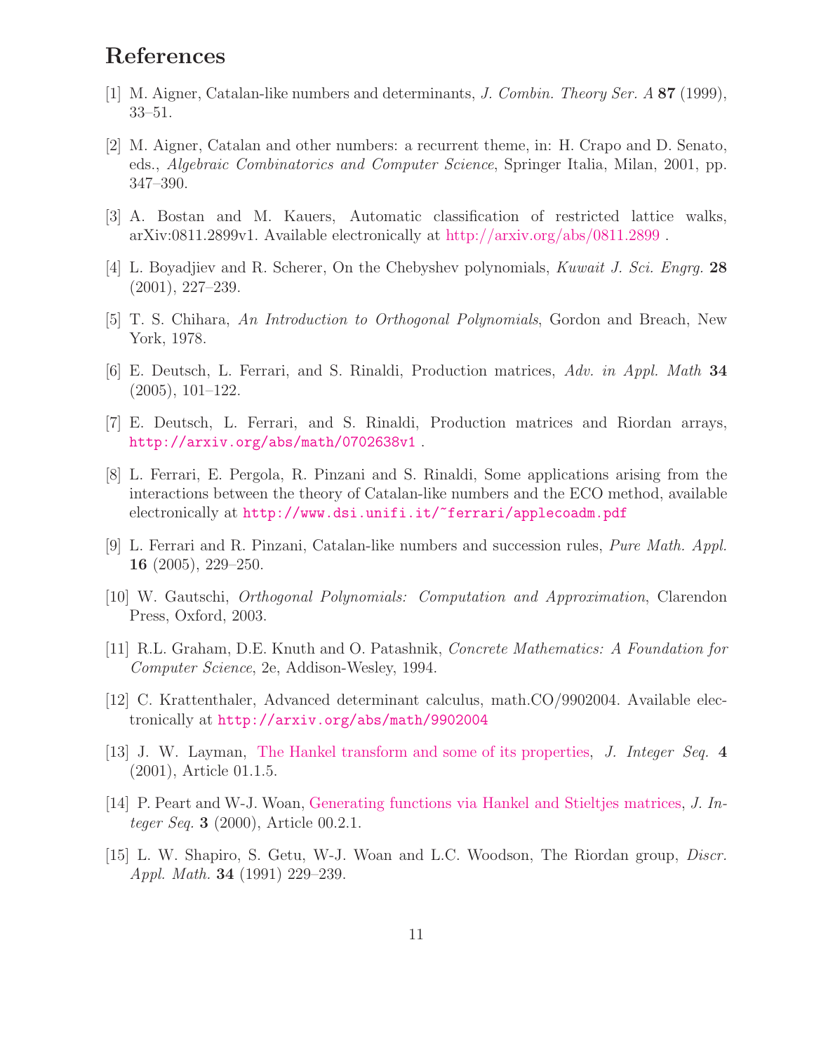# References

[1] M. Aigner, Catalan-like numbers and determinants, *J. Combin. Theory Ser. A* **87** (1999), 33–51.

[2] M. Aigner, Catalan and other numbers: a recurrent theme, in: H. Crapo and D. Senato, eds., *Algebraic Combinatorics and Computer Science*, Springer Italia, Milan, 2001, pp. 347–390.

[3] A. Bostan and M. Kauers, Automatic classification of restricted lattice walks, arXiv:0811.2899v1. Available electronically at http://arxiv.org/abs/0811.2899 .

[4] L. Boyadjiev and R. Scherer, On the Chebyshev polynomials, *Kuwait J. Sci. Engrg.* **28** (2001), 227–239.

[5] T. S. Chihara, *An Introduction to Orthogonal Polynomials*, Gordon and Breach, New York, 1978.

[6] E. Deutsch, L. Ferrari, and S. Rinaldi, Production matrices, *Adv. in Appl. Math* **34** (2005), 101–122.

[7] E. Deutsch, L. Ferrari, and S. Rinaldi, Production matrices and Riordan arrays, `http://arxiv.org/abs/math/0702638v1` .

[8] L. Ferrari, E. Pergola, R. Pinzani and S. Rinaldi, Some applications arising from the interactions between the theory of Catalan-like numbers and the ECO method, available electronically at `http://www.dsi.unifi.it/~ferrari/applecoadm.pdf`

[9] L. Ferrari and R. Pinzani, Catalan-like numbers and succession rules, *Pure Math. Appl.* **16** (2005), 229–250.

[10] W. Gautschi, *Orthogonal Polynomials: Computation and Approximation*, Clarendon Press, Oxford, 2003.

[11] R.L. Graham, D.E. Knuth and O. Patashnik, *Concrete Mathematics: A Foundation for Computer Science*, 2e, Addison-Wesley, 1994.

[12] C. Krattenthaler, Advanced determinant calculus, math.CO/9902004. Available electronically at `http://arxiv.org/abs/math/9902004`

[13] J. W. Layman, The Hankel transform and some of its properties, *J. Integer Seq.* **4** (2001), Article 01.1.5.

[14] P. Peart and W-J. Woan, Generating functions via Hankel and Stieltjes matrices, *J. Integer Seq.* **3** (2000), Article 00.2.1.

[15] L. W. Shapiro, S. Getu, W-J. Woan and L.C. Woodson, The Riordan group, *Discr. Appl. Math.* **34** (1991) 229–239.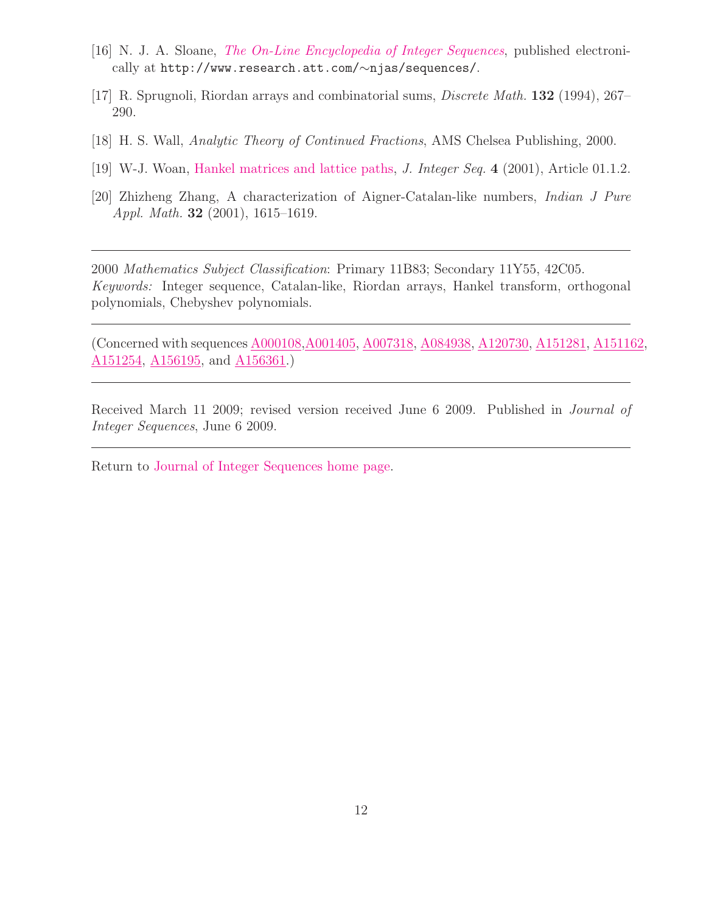[16] N. J. A. Sloane, *The On-Line Encyclopedia of Integer Sequences*, published electronically at `http://www.research.att.com/~njas/sequences/`.

[17] R. Sprugnoli, Riordan arrays and combinatorial sums, *Discrete Math.* **132** (1994), 267–290.

[18] H. S. Wall, *Analytic Theory of Continued Fractions*, AMS Chelsea Publishing, 2000.

[19] W-J. Woan, Hankel matrices and lattice paths, *J. Integer Seq.* **4** (2001), Article 01.1.2.

[20] Zhizheng Zhang, A characterization of Aigner-Catalan-like numbers, *Indian J Pure Appl. Math.* **32** (2001), 1615–1619.

---

2000 *Mathematics Subject Classification*: Primary 11B83; Secondary 11Y55, 42C05.
*Keywords:* Integer sequence, Catalan-like, Riordan arrays, Hankel transform, orthogonal polynomials, Chebyshev polynomials.

---

(Concerned with sequences A000108,A001405, A007318, A084938, A120730, A151281, A151162, A151254, A156195, and A156361.)

---

Received March 11 2009; revised version received June 6 2009. Published in *Journal of Integer Sequences*, June 6 2009.

---

Return to Journal of Integer Sequences home page.